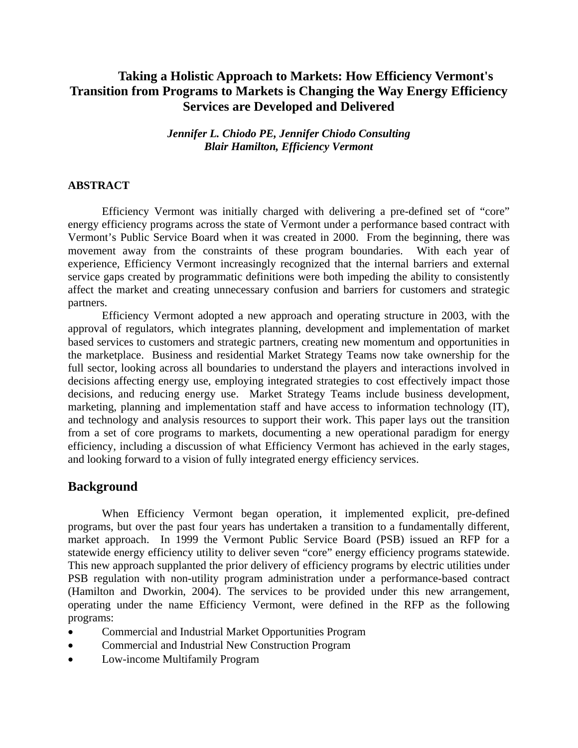# Taking a Holistic Approach to Markets: How Efficiency Vermont's Transition from Programs to Markets is Changing the Way Energy Efficiency Services are Developed and Delivered

***Jennifer L. Chiodo PE, Jennifer Chiodo Consulting***
***Blair Hamilton, Efficiency Vermont***

## ABSTRACT

Efficiency Vermont was initially charged with delivering a pre-defined set of "core" energy efficiency programs across the state of Vermont under a performance based contract with Vermont's Public Service Board when it was created in 2000. From the beginning, there was movement away from the constraints of these program boundaries. With each year of experience, Efficiency Vermont increasingly recognized that the internal barriers and external service gaps created by programmatic definitions were both impeding the ability to consistently affect the market and creating unnecessary confusion and barriers for customers and strategic partners.

Efficiency Vermont adopted a new approach and operating structure in 2003, with the approval of regulators, which integrates planning, development and implementation of market based services to customers and strategic partners, creating new momentum and opportunities in the marketplace. Business and residential Market Strategy Teams now take ownership for the full sector, looking across all boundaries to understand the players and interactions involved in decisions affecting energy use, employing integrated strategies to cost effectively impact those decisions, and reducing energy use. Market Strategy Teams include business development, marketing, planning and implementation staff and have access to information technology (IT), and technology and analysis resources to support their work. This paper lays out the transition from a set of core programs to markets, documenting a new operational paradigm for energy efficiency, including a discussion of what Efficiency Vermont has achieved in the early stages, and looking forward to a vision of fully integrated energy efficiency services.

## Background

When Efficiency Vermont began operation, it implemented explicit, pre-defined programs, but over the past four years has undertaken a transition to a fundamentally different, market approach. In 1999 the Vermont Public Service Board (PSB) issued an RFP for a statewide energy efficiency utility to deliver seven "core" energy efficiency programs statewide. This new approach supplanted the prior delivery of efficiency programs by electric utilities under PSB regulation with non-utility program administration under a performance-based contract (Hamilton and Dworkin, 2004). The services to be provided under this new arrangement, operating under the name Efficiency Vermont, were defined in the RFP as the following programs:

- Commercial and Industrial Market Opportunities Program
- Commercial and Industrial New Construction Program
- Low-income Multifamily Program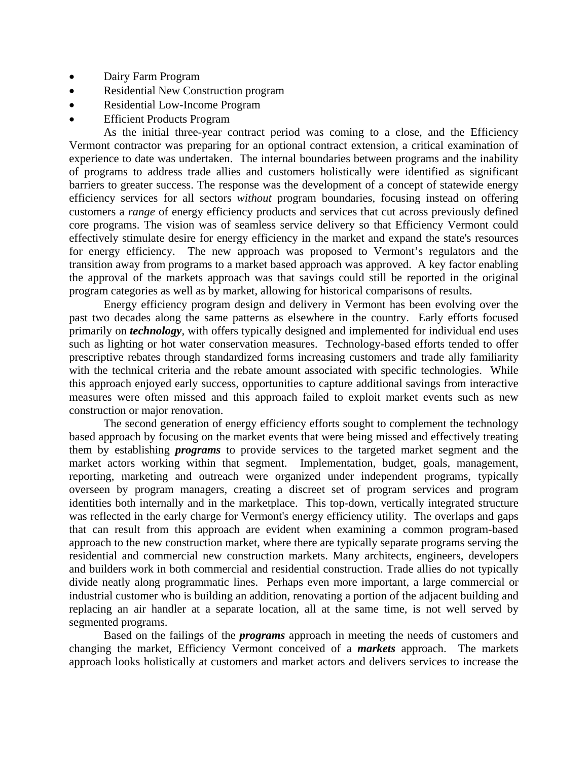- Dairy Farm Program
- Residential New Construction program
- Residential Low-Income Program
- Efficient Products Program

As the initial three-year contract period was coming to a close, and the Efficiency Vermont contractor was preparing for an optional contract extension, a critical examination of experience to date was undertaken. The internal boundaries between programs and the inability of programs to address trade allies and customers holistically were identified as significant barriers to greater success. The response was the development of a concept of statewide energy efficiency services for all sectors *without* program boundaries, focusing instead on offering customers a *range* of energy efficiency products and services that cut across previously defined core programs. The vision was of seamless service delivery so that Efficiency Vermont could effectively stimulate desire for energy efficiency in the market and expand the state's resources for energy efficiency. The new approach was proposed to Vermont's regulators and the transition away from programs to a market based approach was approved. A key factor enabling the approval of the markets approach was that savings could still be reported in the original program categories as well as by market, allowing for historical comparisons of results.

Energy efficiency program design and delivery in Vermont has been evolving over the past two decades along the same patterns as elsewhere in the country. Early efforts focused primarily on ***technology***, with offers typically designed and implemented for individual end uses such as lighting or hot water conservation measures. Technology-based efforts tended to offer prescriptive rebates through standardized forms increasing customers and trade ally familiarity with the technical criteria and the rebate amount associated with specific technologies. While this approach enjoyed early success, opportunities to capture additional savings from interactive measures were often missed and this approach failed to exploit market events such as new construction or major renovation.

The second generation of energy efficiency efforts sought to complement the technology based approach by focusing on the market events that were being missed and effectively treating them by establishing ***programs*** to provide services to the targeted market segment and the market actors working within that segment. Implementation, budget, goals, management, reporting, marketing and outreach were organized under independent programs, typically overseen by program managers, creating a discreet set of program services and program identities both internally and in the marketplace. This top-down, vertically integrated structure was reflected in the early charge for Vermont's energy efficiency utility. The overlaps and gaps that can result from this approach are evident when examining a common program-based approach to the new construction market, where there are typically separate programs serving the residential and commercial new construction markets. Many architects, engineers, developers and builders work in both commercial and residential construction. Trade allies do not typically divide neatly along programmatic lines. Perhaps even more important, a large commercial or industrial customer who is building an addition, renovating a portion of the adjacent building and replacing an air handler at a separate location, all at the same time, is not well served by segmented programs.

Based on the failings of the ***programs*** approach in meeting the needs of customers and changing the market, Efficiency Vermont conceived of a ***markets*** approach. The markets approach looks holistically at customers and market actors and delivers services to increase the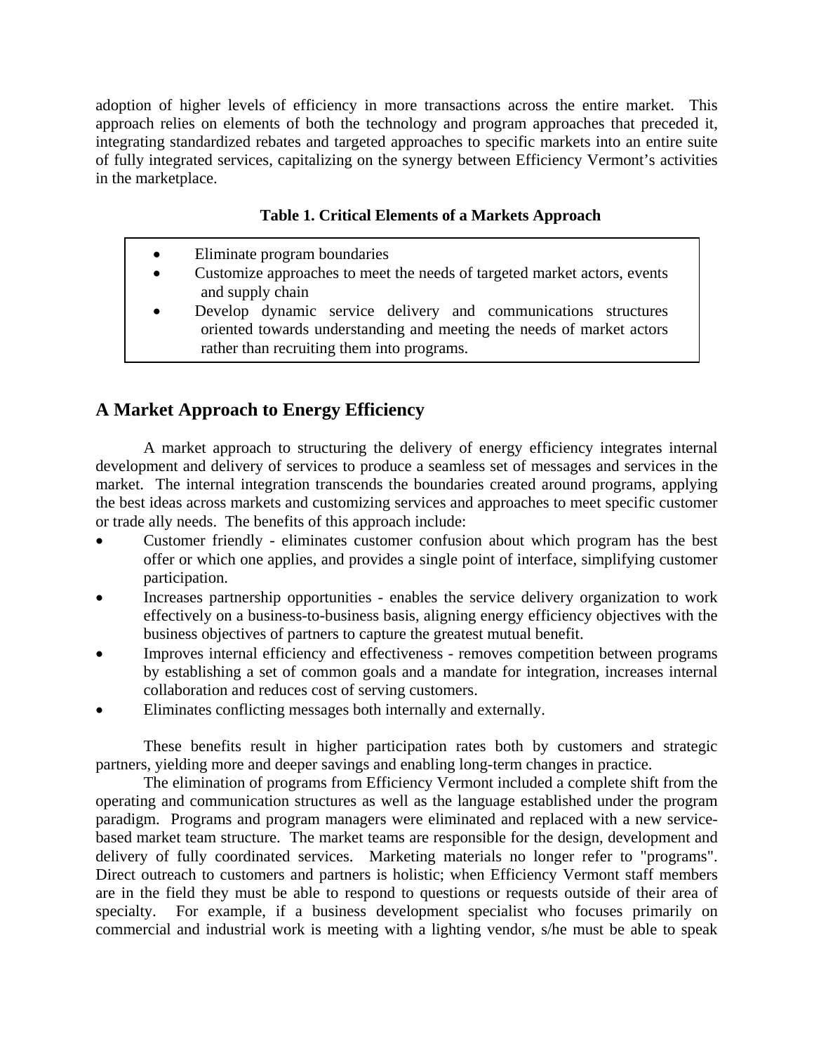adoption of higher levels of efficiency in more transactions across the entire market. This approach relies on elements of both the technology and program approaches that preceded it, integrating standardized rebates and targeted approaches to specific markets into an entire suite of fully integrated services, capitalizing on the synergy between Efficiency Vermont's activities in the marketplace.

**Table 1. Critical Elements of a Markets Approach**

- Eliminate program boundaries
- Customize approaches to meet the needs of targeted market actors, events and supply chain
- Develop dynamic service delivery and communications structures oriented towards understanding and meeting the needs of market actors rather than recruiting them into programs.

## A Market Approach to Energy Efficiency

A market approach to structuring the delivery of energy efficiency integrates internal development and delivery of services to produce a seamless set of messages and services in the market. The internal integration transcends the boundaries created around programs, applying the best ideas across markets and customizing services and approaches to meet specific customer or trade ally needs. The benefits of this approach include:

- Customer friendly - eliminates customer confusion about which program has the best offer or which one applies, and provides a single point of interface, simplifying customer participation.
- Increases partnership opportunities - enables the service delivery organization to work effectively on a business-to-business basis, aligning energy efficiency objectives with the business objectives of partners to capture the greatest mutual benefit.
- Improves internal efficiency and effectiveness - removes competition between programs by establishing a set of common goals and a mandate for integration, increases internal collaboration and reduces cost of serving customers.
- Eliminates conflicting messages both internally and externally.

These benefits result in higher participation rates both by customers and strategic partners, yielding more and deeper savings and enabling long-term changes in practice.

The elimination of programs from Efficiency Vermont included a complete shift from the operating and communication structures as well as the language established under the program paradigm. Programs and program managers were eliminated and replaced with a new service-based market team structure. The market teams are responsible for the design, development and delivery of fully coordinated services. Marketing materials no longer refer to "programs". Direct outreach to customers and partners is holistic; when Efficiency Vermont staff members are in the field they must be able to respond to questions or requests outside of their area of specialty. For example, if a business development specialist who focuses primarily on commercial and industrial work is meeting with a lighting vendor, s/he must be able to speak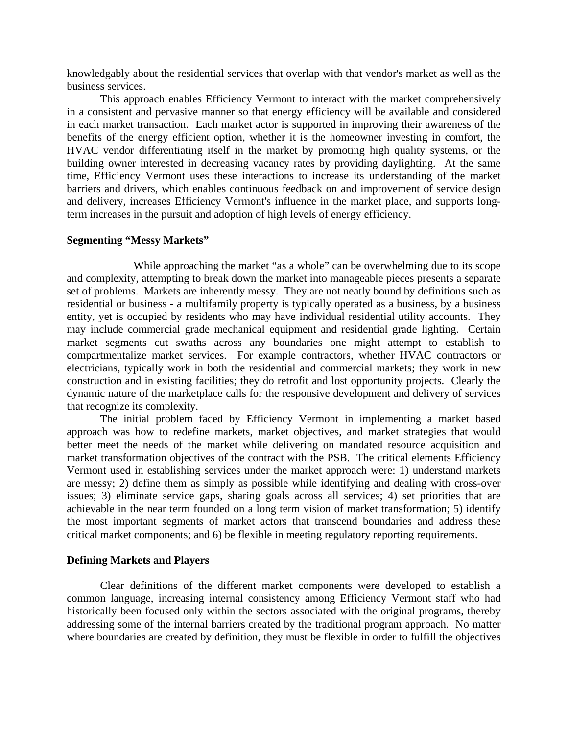knowledgably about the residential services that overlap with that vendor's market as well as the business services.

This approach enables Efficiency Vermont to interact with the market comprehensively in a consistent and pervasive manner so that energy efficiency will be available and considered in each market transaction. Each market actor is supported in improving their awareness of the benefits of the energy efficient option, whether it is the homeowner investing in comfort, the HVAC vendor differentiating itself in the market by promoting high quality systems, or the building owner interested in decreasing vacancy rates by providing daylighting. At the same time, Efficiency Vermont uses these interactions to increase its understanding of the market barriers and drivers, which enables continuous feedback on and improvement of service design and delivery, increases Efficiency Vermont's influence in the market place, and supports long-term increases in the pursuit and adoption of high levels of energy efficiency.

**Segmenting "Messy Markets"**

While approaching the market "as a whole" can be overwhelming due to its scope and complexity, attempting to break down the market into manageable pieces presents a separate set of problems. Markets are inherently messy. They are not neatly bound by definitions such as residential or business - a multifamily property is typically operated as a business, by a business entity, yet is occupied by residents who may have individual residential utility accounts. They may include commercial grade mechanical equipment and residential grade lighting. Certain market segments cut swaths across any boundaries one might attempt to establish to compartmentalize market services. For example contractors, whether HVAC contractors or electricians, typically work in both the residential and commercial markets; they work in new construction and in existing facilities; they do retrofit and lost opportunity projects. Clearly the dynamic nature of the marketplace calls for the responsive development and delivery of services that recognize its complexity.

The initial problem faced by Efficiency Vermont in implementing a market based approach was how to redefine markets, market objectives, and market strategies that would better meet the needs of the market while delivering on mandated resource acquisition and market transformation objectives of the contract with the PSB. The critical elements Efficiency Vermont used in establishing services under the market approach were: 1) understand markets are messy; 2) define them as simply as possible while identifying and dealing with cross-over issues; 3) eliminate service gaps, sharing goals across all services; 4) set priorities that are achievable in the near term founded on a long term vision of market transformation; 5) identify the most important segments of market actors that transcend boundaries and address these critical market components; and 6) be flexible in meeting regulatory reporting requirements.

**Defining Markets and Players**

Clear definitions of the different market components were developed to establish a common language, increasing internal consistency among Efficiency Vermont staff who had historically been focused only within the sectors associated with the original programs, thereby addressing some of the internal barriers created by the traditional program approach. No matter where boundaries are created by definition, they must be flexible in order to fulfill the objectives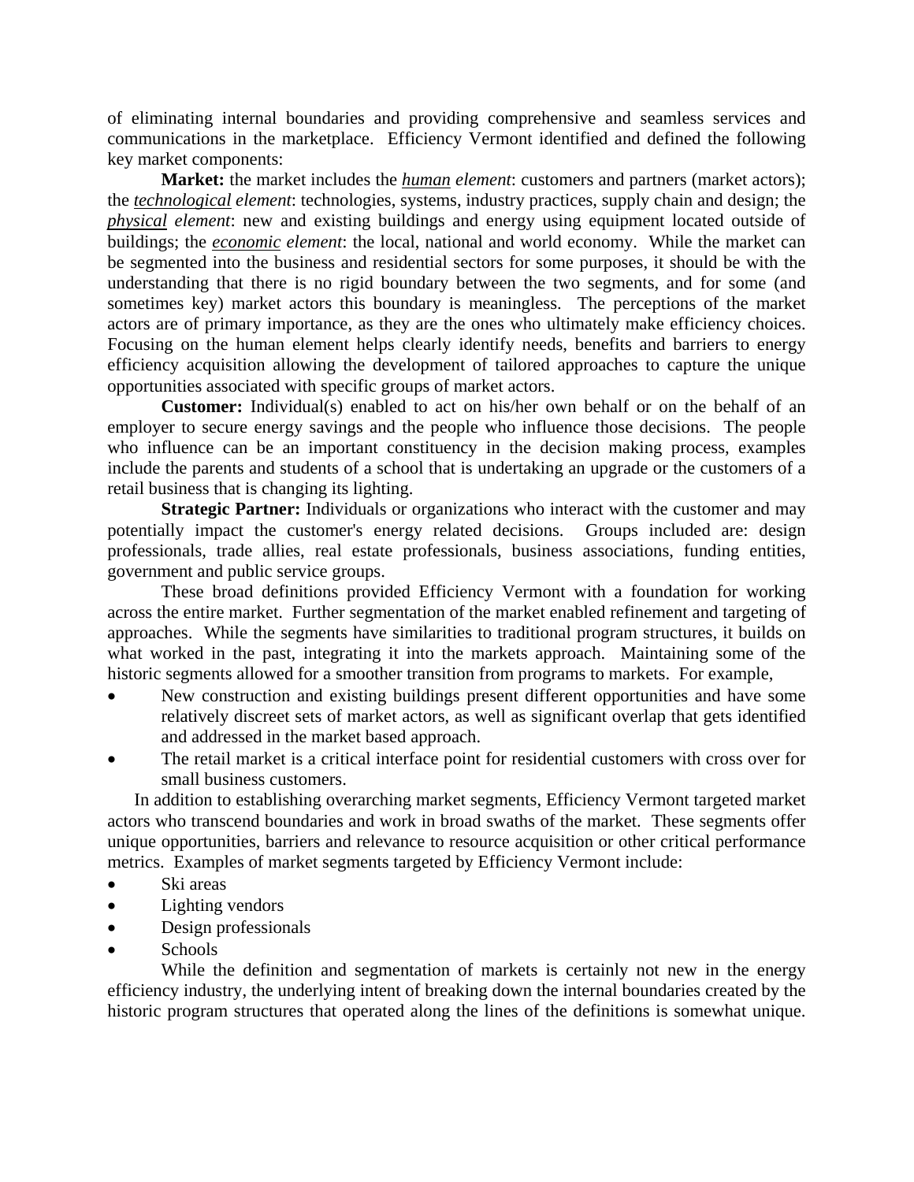of eliminating internal boundaries and providing comprehensive and seamless services and communications in the marketplace. Efficiency Vermont identified and defined the following key market components:

**Market:** the market includes the ***human*** *element*: customers and partners (market actors); the ***technological*** *element*: technologies, systems, industry practices, supply chain and design; the ***physical*** *element*: new and existing buildings and energy using equipment located outside of buildings; the ***economic*** *element*: the local, national and world economy. While the market can be segmented into the business and residential sectors for some purposes, it should be with the understanding that there is no rigid boundary between the two segments, and for some (and sometimes key) market actors this boundary is meaningless. The perceptions of the market actors are of primary importance, as they are the ones who ultimately make efficiency choices. Focusing on the human element helps clearly identify needs, benefits and barriers to energy efficiency acquisition allowing the development of tailored approaches to capture the unique opportunities associated with specific groups of market actors.

**Customer:** Individual(s) enabled to act on his/her own behalf or on the behalf of an employer to secure energy savings and the people who influence those decisions. The people who influence can be an important constituency in the decision making process, examples include the parents and students of a school that is undertaking an upgrade or the customers of a retail business that is changing its lighting.

**Strategic Partner:** Individuals or organizations who interact with the customer and may potentially impact the customer's energy related decisions. Groups included are: design professionals, trade allies, real estate professionals, business associations, funding entities, government and public service groups.

These broad definitions provided Efficiency Vermont with a foundation for working across the entire market. Further segmentation of the market enabled refinement and targeting of approaches. While the segments have similarities to traditional program structures, it builds on what worked in the past, integrating it into the markets approach. Maintaining some of the historic segments allowed for a smoother transition from programs to markets. For example,

- New construction and existing buildings present different opportunities and have some relatively discreet sets of market actors, as well as significant overlap that gets identified and addressed in the market based approach.
- The retail market is a critical interface point for residential customers with cross over for small business customers.

In addition to establishing overarching market segments, Efficiency Vermont targeted market actors who transcend boundaries and work in broad swaths of the market. These segments offer unique opportunities, barriers and relevance to resource acquisition or other critical performance metrics. Examples of market segments targeted by Efficiency Vermont include:

- Ski areas
- Lighting vendors
- Design professionals
- Schools

While the definition and segmentation of markets is certainly not new in the energy efficiency industry, the underlying intent of breaking down the internal boundaries created by the historic program structures that operated along the lines of the definitions is somewhat unique.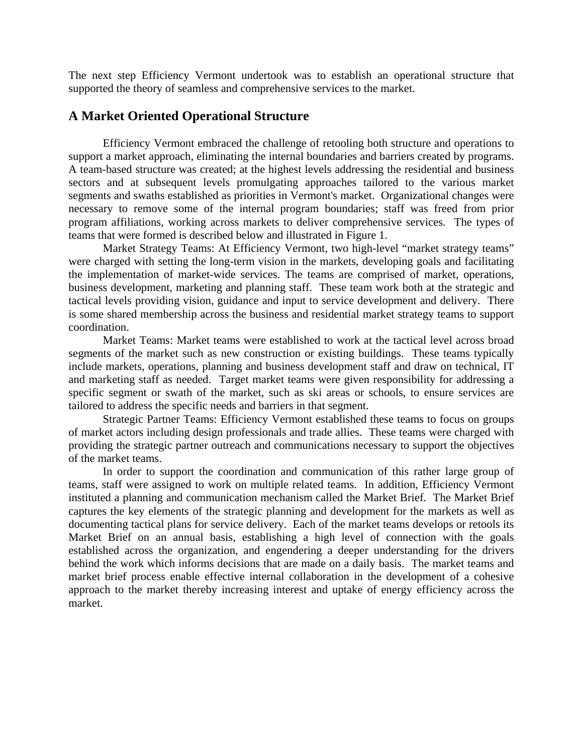The next step Efficiency Vermont undertook was to establish an operational structure that supported the theory of seamless and comprehensive services to the market.

## A Market Oriented Operational Structure

Efficiency Vermont embraced the challenge of retooling both structure and operations to support a market approach, eliminating the internal boundaries and barriers created by programs. A team-based structure was created; at the highest levels addressing the residential and business sectors and at subsequent levels promulgating approaches tailored to the various market segments and swaths established as priorities in Vermont's market. Organizational changes were necessary to remove some of the internal program boundaries; staff was freed from prior program affiliations, working across markets to deliver comprehensive services. The types of teams that were formed is described below and illustrated in Figure 1.

Market Strategy Teams: At Efficiency Vermont, two high-level "market strategy teams" were charged with setting the long-term vision in the markets, developing goals and facilitating the implementation of market-wide services. The teams are comprised of market, operations, business development, marketing and planning staff. These team work both at the strategic and tactical levels providing vision, guidance and input to service development and delivery. There is some shared membership across the business and residential market strategy teams to support coordination.

Market Teams: Market teams were established to work at the tactical level across broad segments of the market such as new construction or existing buildings. These teams typically include markets, operations, planning and business development staff and draw on technical, IT and marketing staff as needed. Target market teams were given responsibility for addressing a specific segment or swath of the market, such as ski areas or schools, to ensure services are tailored to address the specific needs and barriers in that segment.

Strategic Partner Teams: Efficiency Vermont established these teams to focus on groups of market actors including design professionals and trade allies. These teams were charged with providing the strategic partner outreach and communications necessary to support the objectives of the market teams.

In order to support the coordination and communication of this rather large group of teams, staff were assigned to work on multiple related teams. In addition, Efficiency Vermont instituted a planning and communication mechanism called the Market Brief. The Market Brief captures the key elements of the strategic planning and development for the markets as well as documenting tactical plans for service delivery. Each of the market teams develops or retools its Market Brief on an annual basis, establishing a high level of connection with the goals established across the organization, and engendering a deeper understanding for the drivers behind the work which informs decisions that are made on a daily basis. The market teams and market brief process enable effective internal collaboration in the development of a cohesive approach to the market thereby increasing interest and uptake of energy efficiency across the market.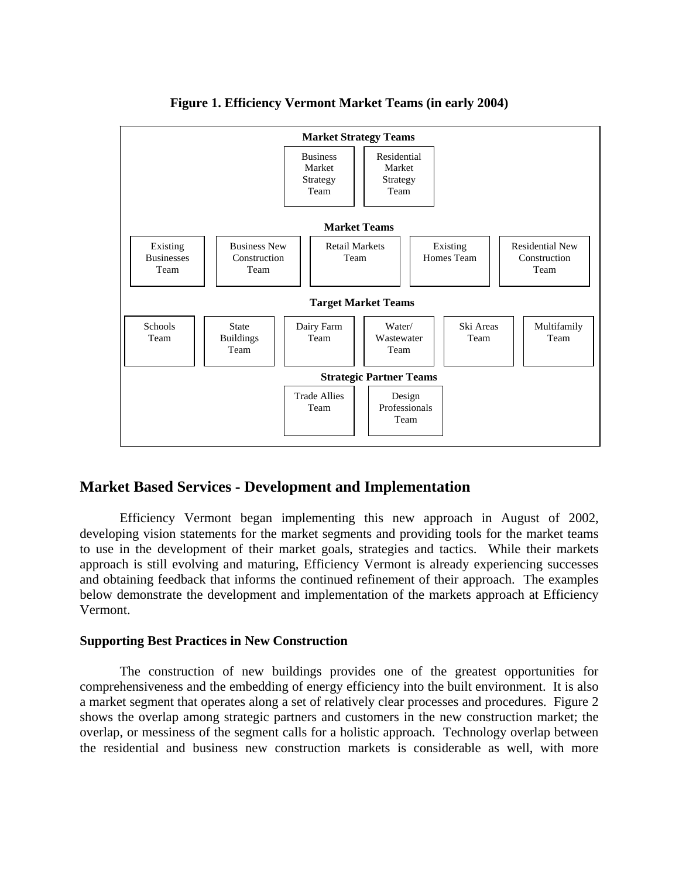**Figure 1. Efficiency Vermont Market Teams (in early 2004)**

**Market Strategy Teams**

- Business Market Strategy Team
- Residential Market Strategy Team

**Market Teams**

- Existing Businesses Team
- Business New Construction Team
- Retail Markets Team
- Existing Homes Team
- Residential New Construction Team

**Target Market Teams**

- Schools Team
- State Buildings Team
- Dairy Farm Team
- Water/ Wastewater Team
- Ski Areas Team
- Multifamily Team

**Strategic Partner Teams**

- Trade Allies Team
- Design Professionals Team

## Market Based Services - Development and Implementation

Efficiency Vermont began implementing this new approach in August of 2002, developing vision statements for the market segments and providing tools for the market teams to use in the development of their market goals, strategies and tactics. While their markets approach is still evolving and maturing, Efficiency Vermont is already experiencing successes and obtaining feedback that informs the continued refinement of their approach. The examples below demonstrate the development and implementation of the markets approach at Efficiency Vermont.

### Supporting Best Practices in New Construction

The construction of new buildings provides one of the greatest opportunities for comprehensiveness and the embedding of energy efficiency into the built environment. It is also a market segment that operates along a set of relatively clear processes and procedures. Figure 2 shows the overlap among strategic partners and customers in the new construction market; the overlap, or messiness of the segment calls for a holistic approach. Technology overlap between the residential and business new construction markets is considerable as well, with more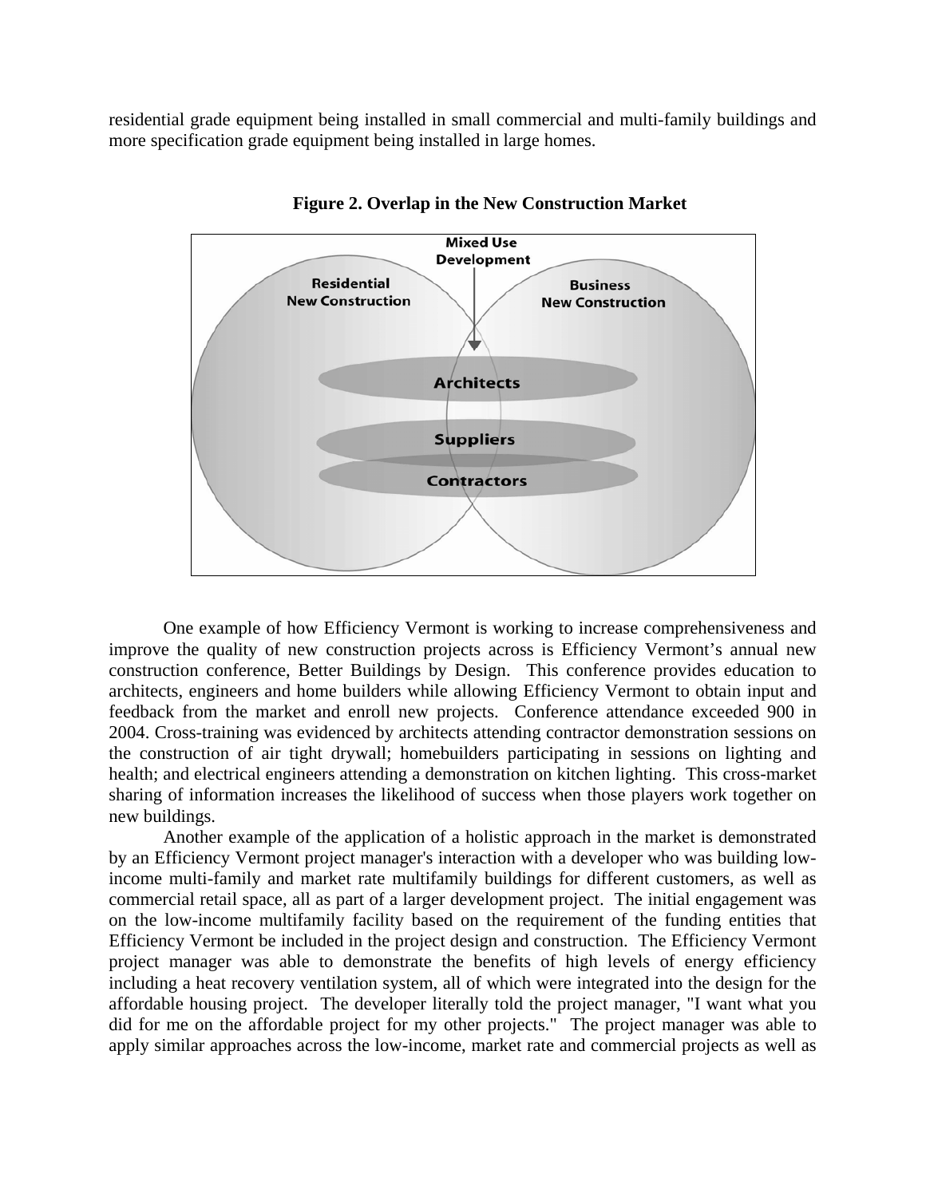residential grade equipment being installed in small commercial and multi-family buildings and more specification grade equipment being installed in large homes.

**Figure 2. Overlap in the New Construction Market**

One example of how Efficiency Vermont is working to increase comprehensiveness and improve the quality of new construction projects across is Efficiency Vermont's annual new construction conference, Better Buildings by Design. This conference provides education to architects, engineers and home builders while allowing Efficiency Vermont to obtain input and feedback from the market and enroll new projects. Conference attendance exceeded 900 in 2004. Cross-training was evidenced by architects attending contractor demonstration sessions on the construction of air tight drywall; homebuilders participating in sessions on lighting and health; and electrical engineers attending a demonstration on kitchen lighting. This cross-market sharing of information increases the likelihood of success when those players work together on new buildings.

Another example of the application of a holistic approach in the market is demonstrated by an Efficiency Vermont project manager's interaction with a developer who was building low-income multi-family and market rate multifamily buildings for different customers, as well as commercial retail space, all as part of a larger development project. The initial engagement was on the low-income multifamily facility based on the requirement of the funding entities that Efficiency Vermont be included in the project design and construction. The Efficiency Vermont project manager was able to demonstrate the benefits of high levels of energy efficiency including a heat recovery ventilation system, all of which were integrated into the design for the affordable housing project. The developer literally told the project manager, "I want what you did for me on the affordable project for my other projects." The project manager was able to apply similar approaches across the low-income, market rate and commercial projects as well as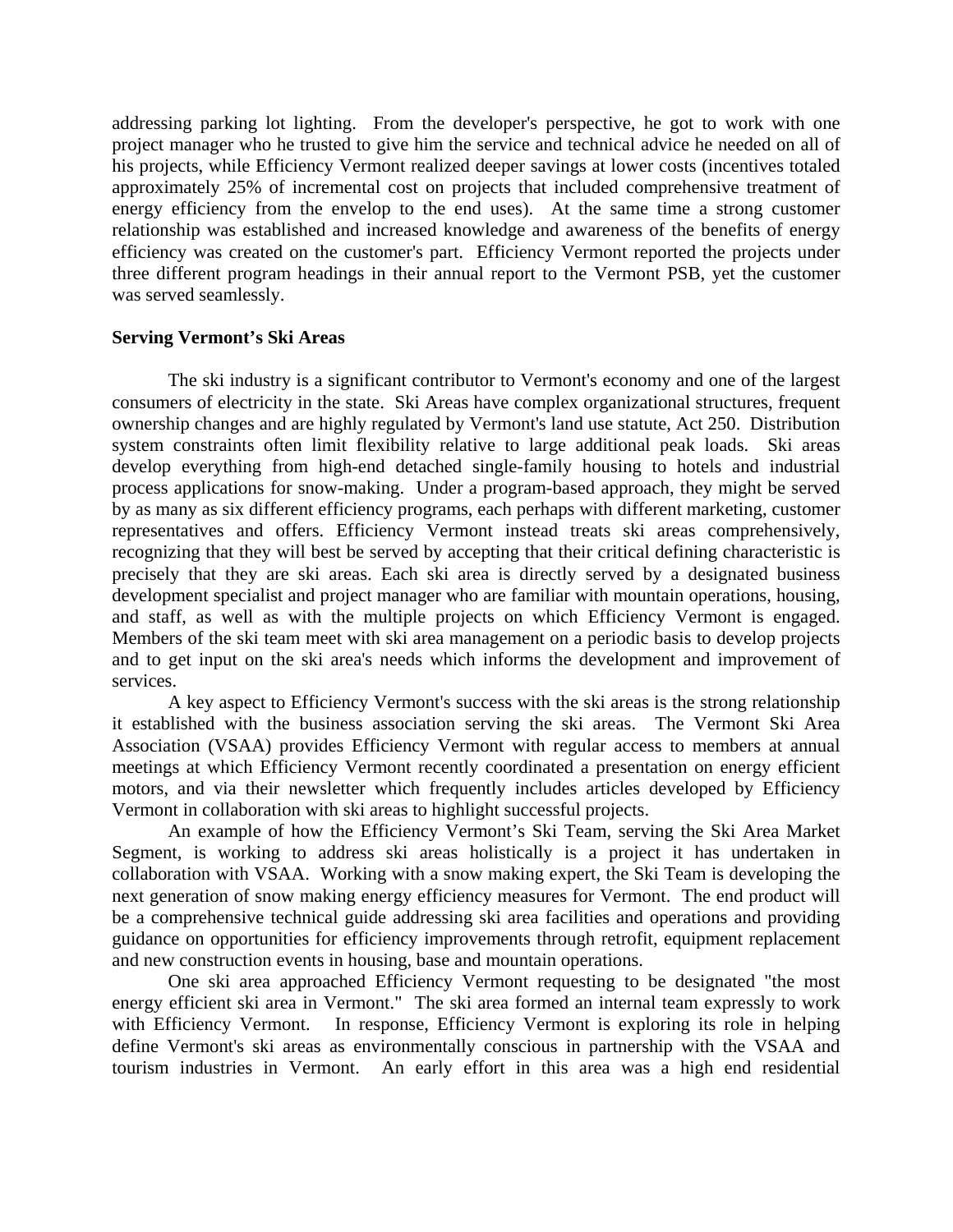addressing parking lot lighting. From the developer's perspective, he got to work with one project manager who he trusted to give him the service and technical advice he needed on all of his projects, while Efficiency Vermont realized deeper savings at lower costs (incentives totaled approximately 25% of incremental cost on projects that included comprehensive treatment of energy efficiency from the envelop to the end uses). At the same time a strong customer relationship was established and increased knowledge and awareness of the benefits of energy efficiency was created on the customer's part. Efficiency Vermont reported the projects under three different program headings in their annual report to the Vermont PSB, yet the customer was served seamlessly.

**Serving Vermont's Ski Areas**

The ski industry is a significant contributor to Vermont's economy and one of the largest consumers of electricity in the state. Ski Areas have complex organizational structures, frequent ownership changes and are highly regulated by Vermont's land use statute, Act 250. Distribution system constraints often limit flexibility relative to large additional peak loads. Ski areas develop everything from high-end detached single-family housing to hotels and industrial process applications for snow-making. Under a program-based approach, they might be served by as many as six different efficiency programs, each perhaps with different marketing, customer representatives and offers. Efficiency Vermont instead treats ski areas comprehensively, recognizing that they will best be served by accepting that their critical defining characteristic is precisely that they are ski areas. Each ski area is directly served by a designated business development specialist and project manager who are familiar with mountain operations, housing, and staff, as well as with the multiple projects on which Efficiency Vermont is engaged. Members of the ski team meet with ski area management on a periodic basis to develop projects and to get input on the ski area's needs which informs the development and improvement of services.

A key aspect to Efficiency Vermont's success with the ski areas is the strong relationship it established with the business association serving the ski areas. The Vermont Ski Area Association (VSAA) provides Efficiency Vermont with regular access to members at annual meetings at which Efficiency Vermont recently coordinated a presentation on energy efficient motors, and via their newsletter which frequently includes articles developed by Efficiency Vermont in collaboration with ski areas to highlight successful projects.

An example of how the Efficiency Vermont's Ski Team, serving the Ski Area Market Segment, is working to address ski areas holistically is a project it has undertaken in collaboration with VSAA. Working with a snow making expert, the Ski Team is developing the next generation of snow making energy efficiency measures for Vermont. The end product will be a comprehensive technical guide addressing ski area facilities and operations and providing guidance on opportunities for efficiency improvements through retrofit, equipment replacement and new construction events in housing, base and mountain operations.

One ski area approached Efficiency Vermont requesting to be designated "the most energy efficient ski area in Vermont." The ski area formed an internal team expressly to work with Efficiency Vermont. In response, Efficiency Vermont is exploring its role in helping define Vermont's ski areas as environmentally conscious in partnership with the VSAA and tourism industries in Vermont. An early effort in this area was a high end residential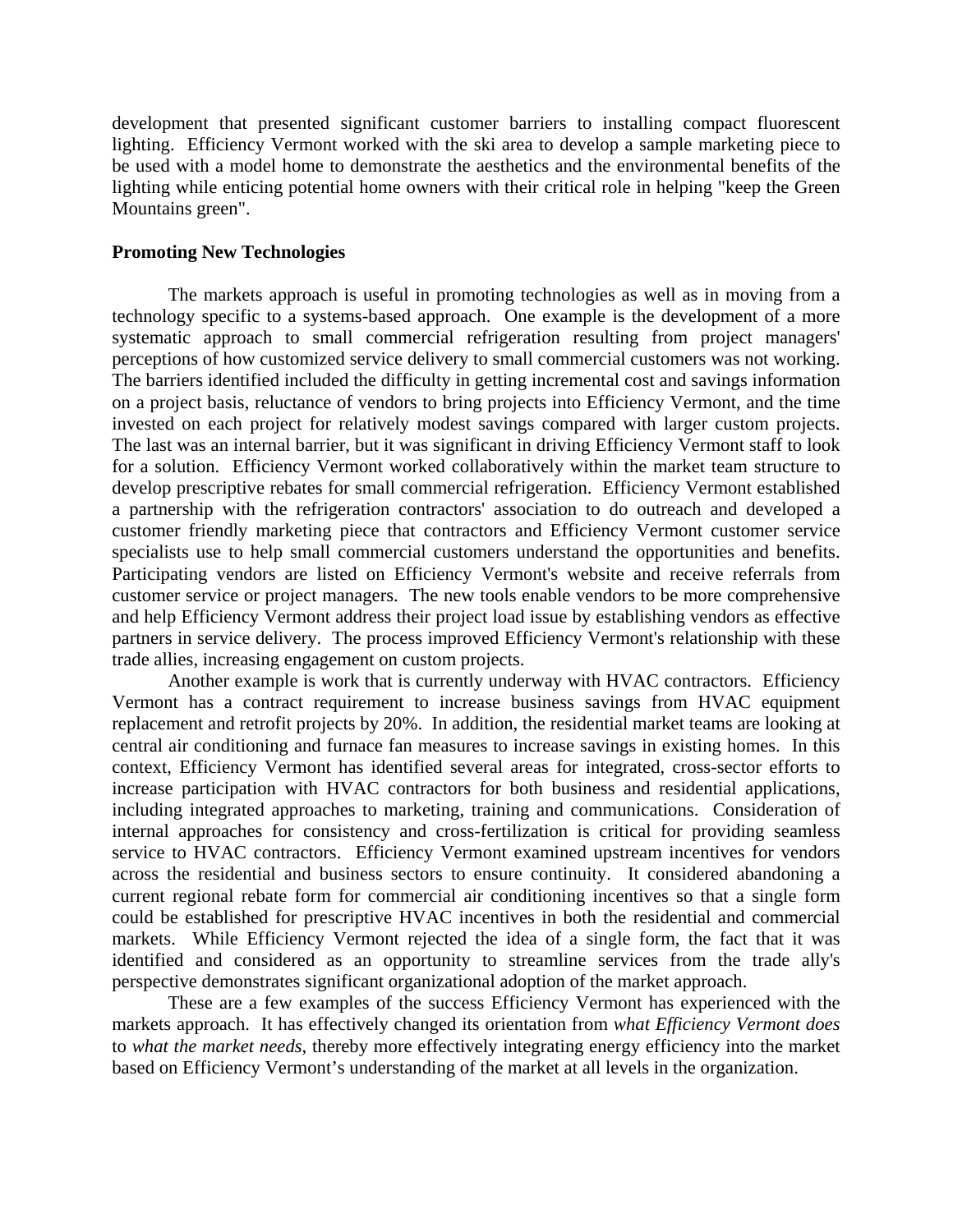development that presented significant customer barriers to installing compact fluorescent lighting. Efficiency Vermont worked with the ski area to develop a sample marketing piece to be used with a model home to demonstrate the aesthetics and the environmental benefits of the lighting while enticing potential home owners with their critical role in helping "keep the Green Mountains green".

**Promoting New Technologies**

The markets approach is useful in promoting technologies as well as in moving from a technology specific to a systems-based approach. One example is the development of a more systematic approach to small commercial refrigeration resulting from project managers' perceptions of how customized service delivery to small commercial customers was not working. The barriers identified included the difficulty in getting incremental cost and savings information on a project basis, reluctance of vendors to bring projects into Efficiency Vermont, and the time invested on each project for relatively modest savings compared with larger custom projects. The last was an internal barrier, but it was significant in driving Efficiency Vermont staff to look for a solution. Efficiency Vermont worked collaboratively within the market team structure to develop prescriptive rebates for small commercial refrigeration. Efficiency Vermont established a partnership with the refrigeration contractors' association to do outreach and developed a customer friendly marketing piece that contractors and Efficiency Vermont customer service specialists use to help small commercial customers understand the opportunities and benefits. Participating vendors are listed on Efficiency Vermont's website and receive referrals from customer service or project managers. The new tools enable vendors to be more comprehensive and help Efficiency Vermont address their project load issue by establishing vendors as effective partners in service delivery. The process improved Efficiency Vermont's relationship with these trade allies, increasing engagement on custom projects.

Another example is work that is currently underway with HVAC contractors. Efficiency Vermont has a contract requirement to increase business savings from HVAC equipment replacement and retrofit projects by 20%. In addition, the residential market teams are looking at central air conditioning and furnace fan measures to increase savings in existing homes. In this context, Efficiency Vermont has identified several areas for integrated, cross-sector efforts to increase participation with HVAC contractors for both business and residential applications, including integrated approaches to marketing, training and communications. Consideration of internal approaches for consistency and cross-fertilization is critical for providing seamless service to HVAC contractors. Efficiency Vermont examined upstream incentives for vendors across the residential and business sectors to ensure continuity. It considered abandoning a current regional rebate form for commercial air conditioning incentives so that a single form could be established for prescriptive HVAC incentives in both the residential and commercial markets. While Efficiency Vermont rejected the idea of a single form, the fact that it was identified and considered as an opportunity to streamline services from the trade ally's perspective demonstrates significant organizational adoption of the market approach.

These are a few examples of the success Efficiency Vermont has experienced with the markets approach. It has effectively changed its orientation from *what Efficiency Vermont does* to *what the market needs*, thereby more effectively integrating energy efficiency into the market based on Efficiency Vermont's understanding of the market at all levels in the organization.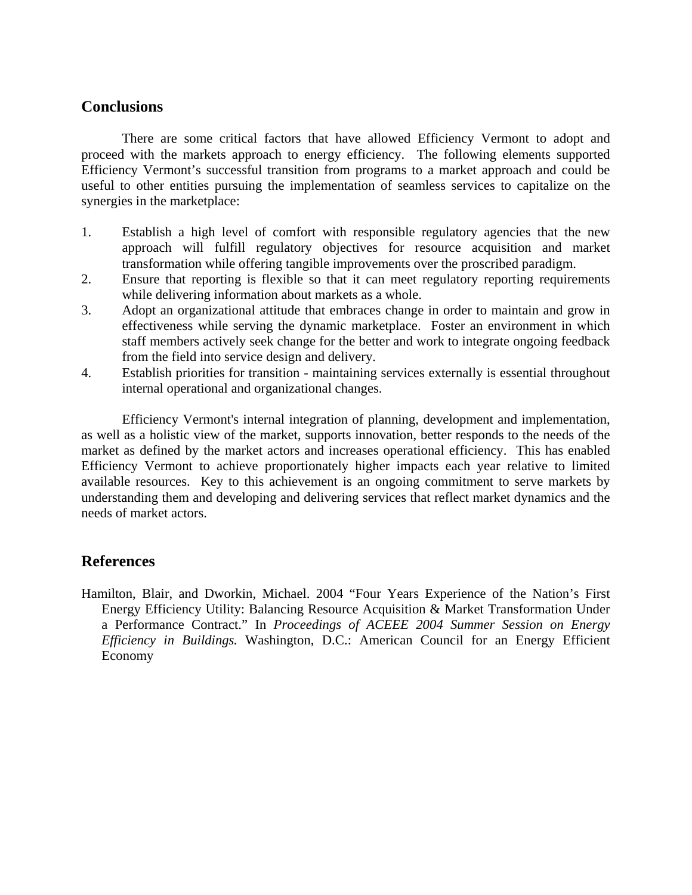## Conclusions

There are some critical factors that have allowed Efficiency Vermont to adopt and proceed with the markets approach to energy efficiency. The following elements supported Efficiency Vermont's successful transition from programs to a market approach and could be useful to other entities pursuing the implementation of seamless services to capitalize on the synergies in the marketplace:

1. Establish a high level of comfort with responsible regulatory agencies that the new approach will fulfill regulatory objectives for resource acquisition and market transformation while offering tangible improvements over the proscribed paradigm.
2. Ensure that reporting is flexible so that it can meet regulatory reporting requirements while delivering information about markets as a whole.
3. Adopt an organizational attitude that embraces change in order to maintain and grow in effectiveness while serving the dynamic marketplace. Foster an environment in which staff members actively seek change for the better and work to integrate ongoing feedback from the field into service design and delivery.
4. Establish priorities for transition - maintaining services externally is essential throughout internal operational and organizational changes.

Efficiency Vermont's internal integration of planning, development and implementation, as well as a holistic view of the market, supports innovation, better responds to the needs of the market as defined by the market actors and increases operational efficiency. This has enabled Efficiency Vermont to achieve proportionately higher impacts each year relative to limited available resources. Key to this achievement is an ongoing commitment to serve markets by understanding them and developing and delivering services that reflect market dynamics and the needs of market actors.

## References

Hamilton, Blair, and Dworkin, Michael. 2004 "Four Years Experience of the Nation's First Energy Efficiency Utility: Balancing Resource Acquisition & Market Transformation Under a Performance Contract." In *Proceedings of ACEEE 2004 Summer Session on Energy Efficiency in Buildings.* Washington, D.C.: American Council for an Energy Efficient Economy